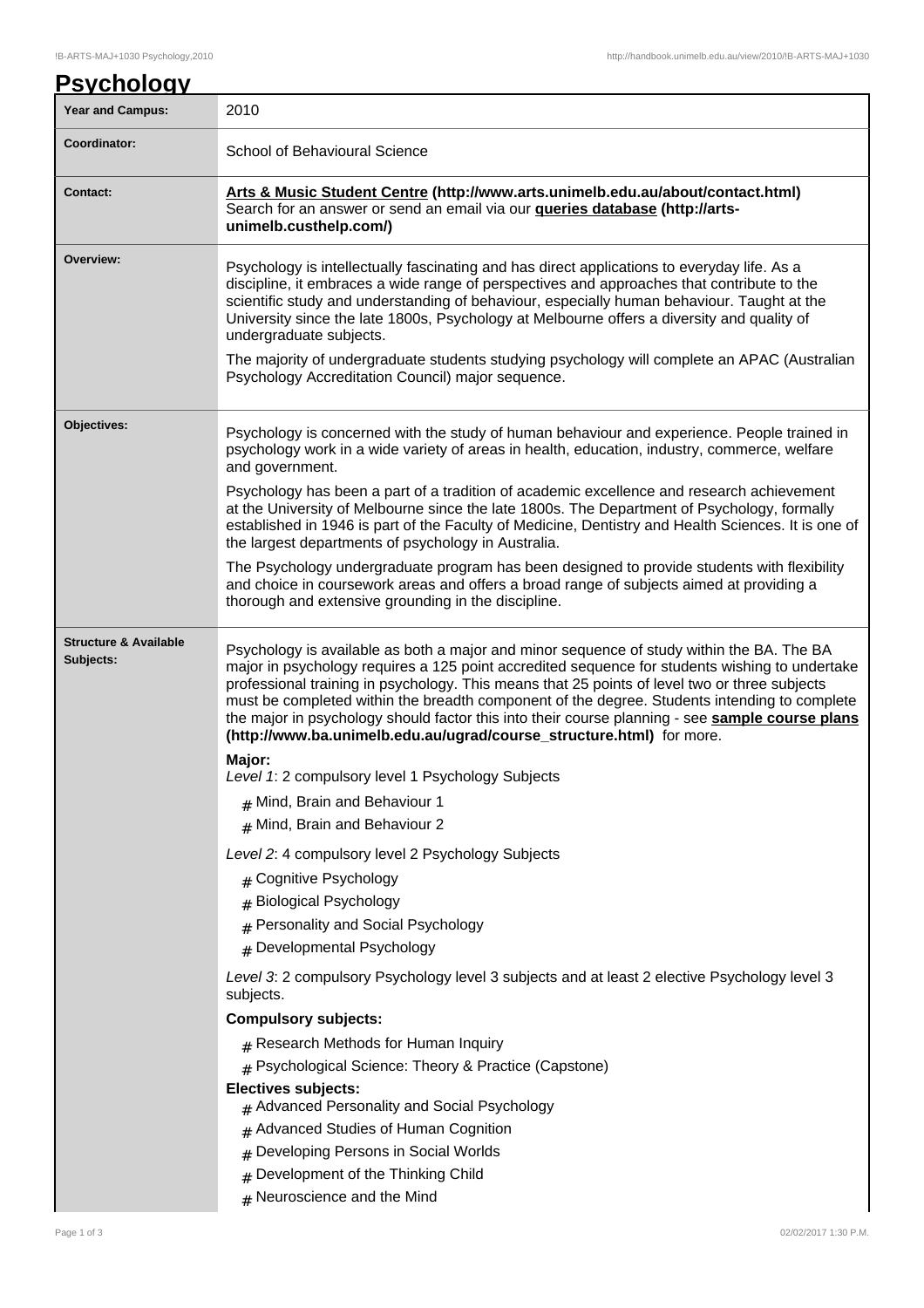# Psychology

| | |
|---|---|
| **Year and Campus:** | 2010 |
| **Coordinator:** | School of Behavioural Science |
| **Contact:** | **Arts & Music Student Centre (http://www.arts.unimelb.edu.au/about/contact.html)** Search for an answer or send an email via our **queries database (http://arts-unimelb.custhelp.com/)** |
| **Overview:** | Psychology is intellectually fascinating and has direct applications to everyday life. As a discipline, it embraces a wide range of perspectives and approaches that contribute to the scientific study and understanding of behaviour, especially human behaviour. Taught at the University since the late 1800s, Psychology at Melbourne offers a diversity and quality of undergraduate subjects.<br><br>The majority of undergraduate students studying psychology will complete an APAC (Australian Psychology Accreditation Council) major sequence. |
| **Objectives:** | Psychology is concerned with the study of human behaviour and experience. People trained in psychology work in a wide variety of areas in health, education, industry, commerce, welfare and government.<br><br>Psychology has been a part of a tradition of academic excellence and research achievement at the University of Melbourne since the late 1800s. The Department of Psychology, formally established in 1946 is part of the Faculty of Medicine, Dentistry and Health Sciences. It is one of the largest departments of psychology in Australia.<br><br>The Psychology undergraduate program has been designed to provide students with flexibility and choice in coursework areas and offers a broad range of subjects aimed at providing a thorough and extensive grounding in the discipline. |
| **Structure & Available Subjects:** | Psychology is available as both a major and minor sequence of study within the BA. The BA major in psychology requires a 125 point accredited sequence for students wishing to undertake professional training in psychology. This means that 25 points of level two or three subjects must be completed within the breadth component of the degree. Students intending to complete the major in psychology should factor this into their course planning - see **sample course plans (http://www.ba.unimelb.edu.au/ugrad/course_structure.html)** for more.<br><br>**Major:**<br>*Level 1*: 2 compulsory level 1 Psychology Subjects<br># Mind, Brain and Behaviour 1<br># Mind, Brain and Behaviour 2<br><br>*Level 2*: 4 compulsory level 2 Psychology Subjects<br># Cognitive Psychology<br># Biological Psychology<br># Personality and Social Psychology<br># Developmental Psychology<br><br>*Level 3*: 2 compulsory Psychology level 3 subjects and at least 2 elective Psychology level 3 subjects.<br><br>**Compulsory subjects:**<br># Research Methods for Human Inquiry<br># Psychological Science: Theory & Practice (Capstone)<br>**Electives subjects:**<br># Advanced Personality and Social Psychology<br># Advanced Studies of Human Cognition<br># Developing Persons in Social Worlds<br># Development of the Thinking Child<br># Neuroscience and the Mind |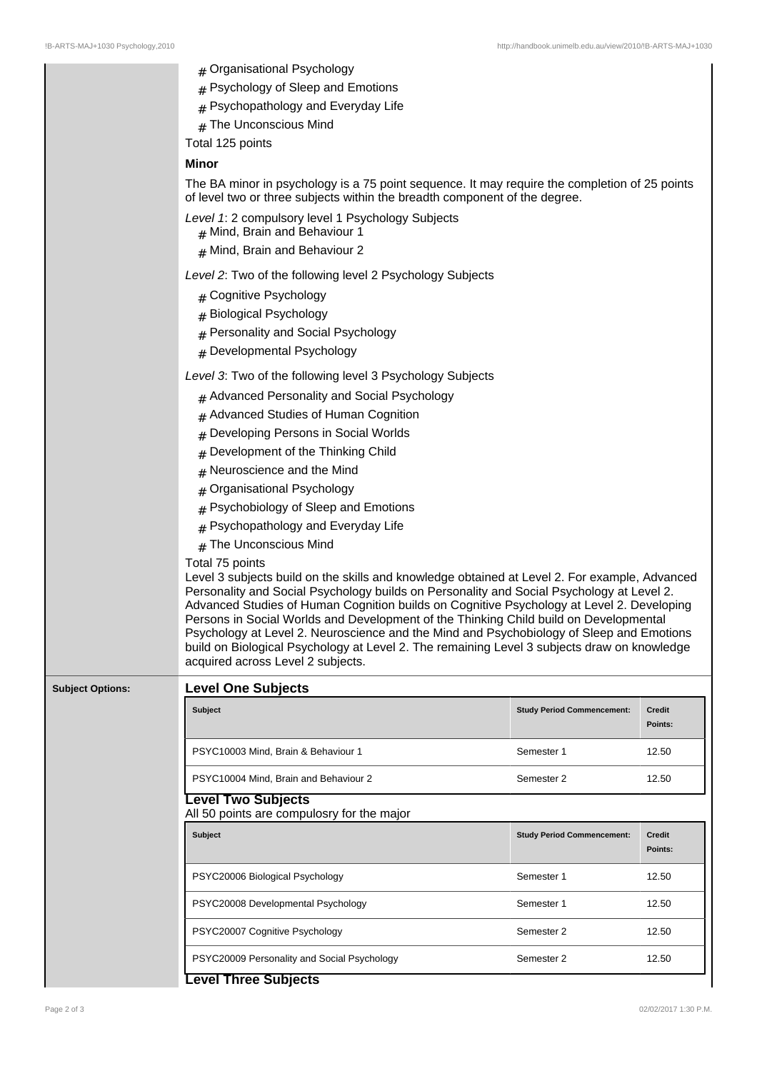- Organisational Psychology
- Psychology of Sleep and Emotions
- Psychopathology and Everyday Life
- The Unconscious Mind

Total 125 points

**Minor**

The BA minor in psychology is a 75 point sequence. It may require the completion of 25 points of level two or three subjects within the breadth component of the degree.

*Level 1*: 2 compulsory level 1 Psychology Subjects

- Mind, Brain and Behaviour 1
- Mind, Brain and Behaviour 2

*Level 2*: Two of the following level 2 Psychology Subjects

- Cognitive Psychology
- Biological Psychology
- Personality and Social Psychology
- Developmental Psychology

*Level 3*: Two of the following level 3 Psychology Subjects

- Advanced Personality and Social Psychology
- Advanced Studies of Human Cognition
- Developing Persons in Social Worlds
- Development of the Thinking Child
- Neuroscience and the Mind
- Organisational Psychology
- Psychobiology of Sleep and Emotions
- Psychopathology and Everyday Life
- The Unconscious Mind

Total 75 points

Level 3 subjects build on the skills and knowledge obtained at Level 2. For example, Advanced Personality and Social Psychology builds on Personality and Social Psychology at Level 2. Advanced Studies of Human Cognition builds on Cognitive Psychology at Level 2. Developing Persons in Social Worlds and Development of the Thinking Child build on Developmental Psychology at Level 2. Neuroscience and the Mind and Psychobiology of Sleep and Emotions build on Biological Psychology at Level 2. The remaining Level 3 subjects draw on knowledge acquired across Level 2 subjects.

**Subject Options:**

### Level One Subjects

| Subject | Study Period Commencement: | Credit Points: |
|---|---|---|
| PSYC10003 Mind, Brain & Behaviour 1 | Semester 1 | 12.50 |
| PSYC10004 Mind, Brain and Behaviour 2 | Semester 2 | 12.50 |

### Level Two Subjects

All 50 points are compulosry for the major

| Subject | Study Period Commencement: | Credit Points: |
|---|---|---|
| PSYC20006 Biological Psychology | Semester 1 | 12.50 |
| PSYC20008 Developmental Psychology | Semester 1 | 12.50 |
| PSYC20007 Cognitive Psychology | Semester 2 | 12.50 |
| PSYC20009 Personality and Social Psychology | Semester 2 | 12.50 |

### Level Three Subjects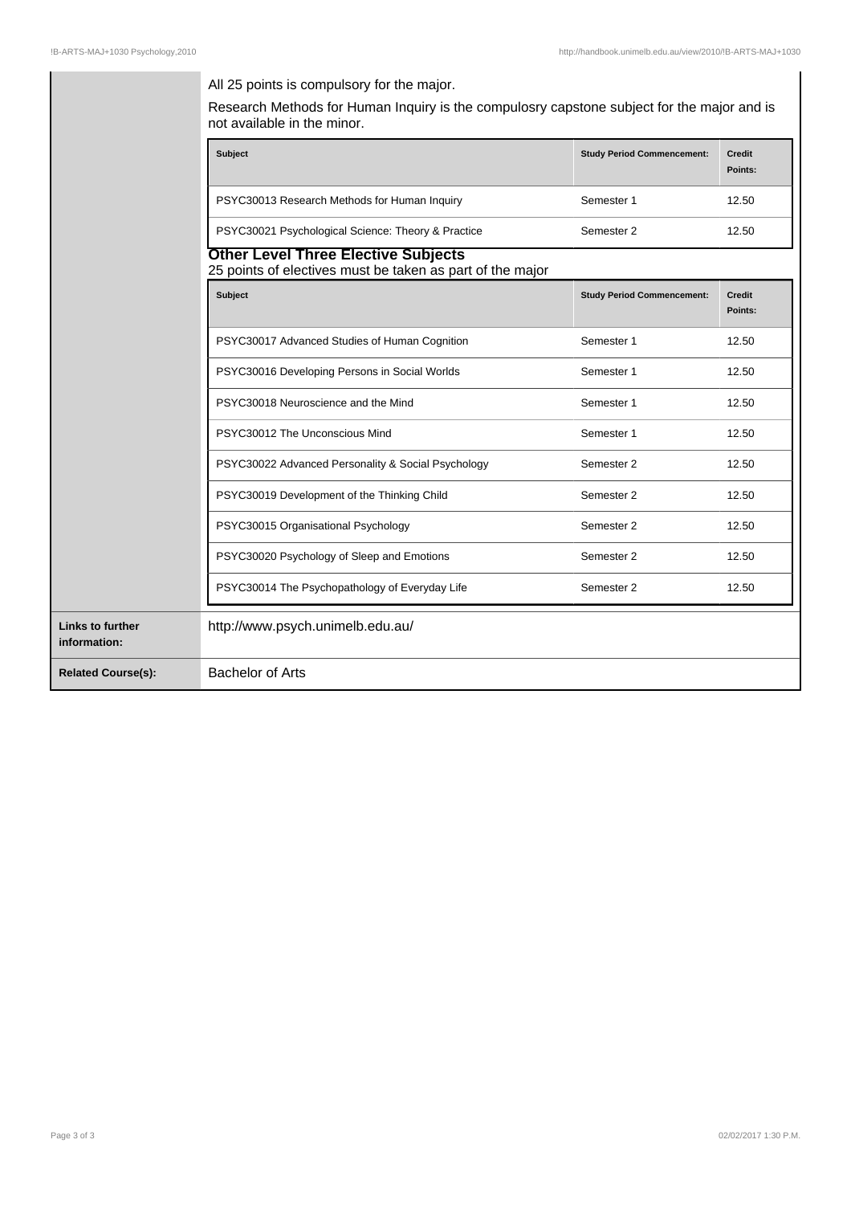All 25 points is compulsory for the major.

Research Methods for Human Inquiry is the compulosry capstone subject for the major and is not available in the minor.

| Subject | Study Period Commencement: | Credit Points: |
| --- | --- | --- |
| PSYC30013 Research Methods for Human Inquiry | Semester 1 | 12.50 |
| PSYC30021 Psychological Science: Theory & Practice | Semester 2 | 12.50 |

### Other Level Three Elective Subjects

25 points of electives must be taken as part of the major

| Subject | Study Period Commencement: | Credit Points: |
| --- | --- | --- |
| PSYC30017 Advanced Studies of Human Cognition | Semester 1 | 12.50 |
| PSYC30016 Developing Persons in Social Worlds | Semester 1 | 12.50 |
| PSYC30018 Neuroscience and the Mind | Semester 1 | 12.50 |
| PSYC30012 The Unconscious Mind | Semester 1 | 12.50 |
| PSYC30022 Advanced Personality & Social Psychology | Semester 2 | 12.50 |
| PSYC30019 Development of the Thinking Child | Semester 2 | 12.50 |
| PSYC30015 Organisational Psychology | Semester 2 | 12.50 |
| PSYC30020 Psychology of Sleep and Emotions | Semester 2 | 12.50 |
| PSYC30014 The Psychopathology of Everyday Life | Semester 2 | 12.50 |

**Links to further information:** http://www.psych.unimelb.edu.au/

**Related Course(s):** Bachelor of Arts